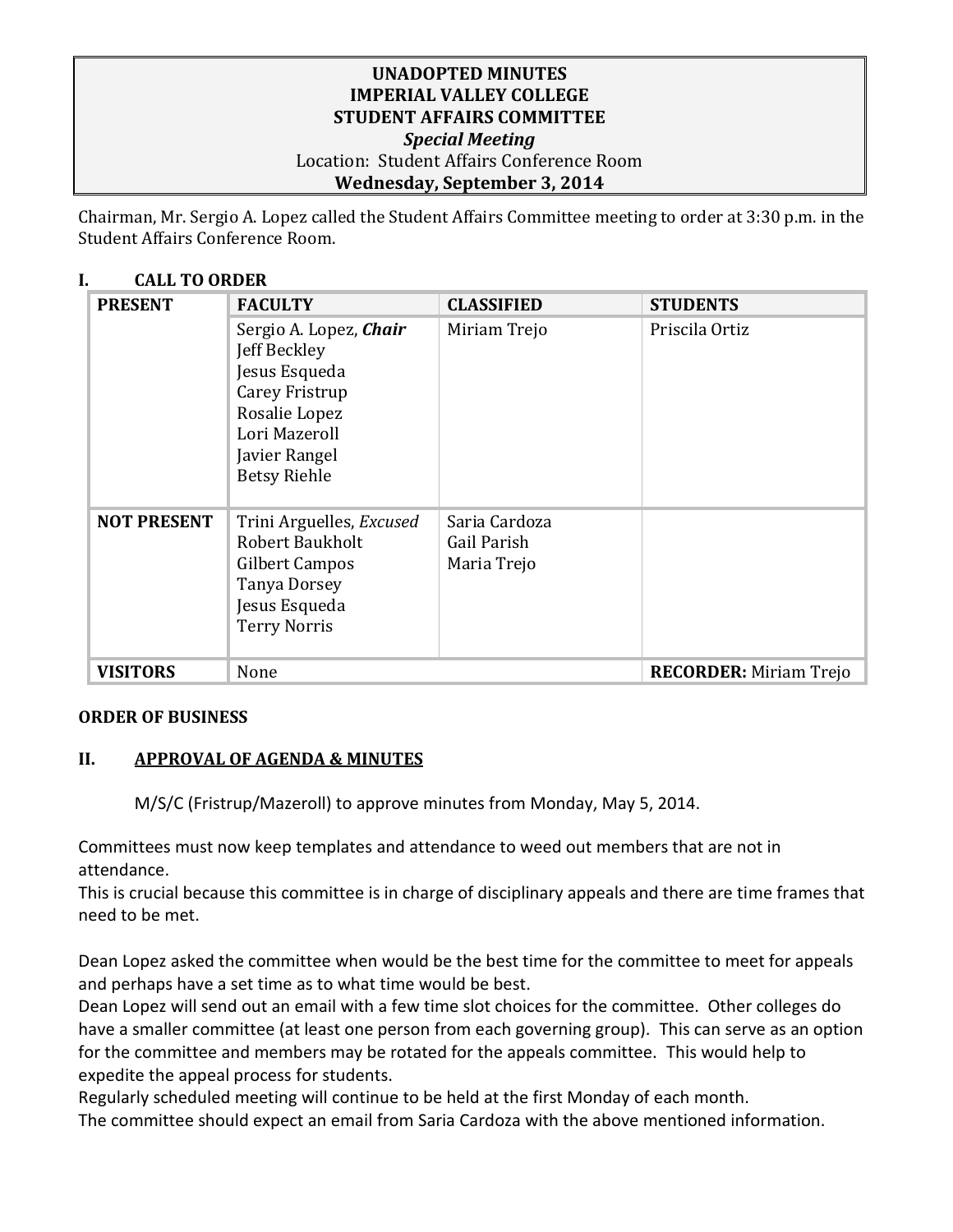**UNADOPTED MINUTES**
**IMPERIAL VALLEY COLLEGE**
**STUDENT AFFAIRS COMMITTEE**
***Special Meeting***
Location: Student Affairs Conference Room
**Wednesday, September 3, 2014**

Chairman, Mr. Sergio A. Lopez called the Student Affairs Committee meeting to order at 3:30 p.m. in the Student Affairs Conference Room.

## I. CALL TO ORDER

| PRESENT | FACULTY | CLASSIFIED | STUDENTS |
|---|---|---|---|
| | Sergio A. Lopez, ***Chair***<br>Jeff Beckley<br>Jesus Esqueda<br>Carey Fristrup<br>Rosalie Lopez<br>Lori Mazeroll<br>Javier Rangel<br>Betsy Riehle | Miriam Trejo | Priscila Ortiz |
| **NOT PRESENT** | Trini Arguelles, *Excused*<br>Robert Baukholt<br>Gilbert Campos<br>Tanya Dorsey<br>Jesus Esqueda<br>Terry Norris | Saria Cardoza<br>Gail Parish<br>Maria Trejo | |
| **VISITORS** | None | | **RECORDER:** Miriam Trejo |

**ORDER OF BUSINESS**

## II. APPROVAL OF AGENDA & MINUTES

M/S/C (Fristrup/Mazeroll) to approve minutes from Monday, May 5, 2014.

Committees must now keep templates and attendance to weed out members that are not in attendance.
This is crucial because this committee is in charge of disciplinary appeals and there are time frames that need to be met.

Dean Lopez asked the committee when would be the best time for the committee to meet for appeals and perhaps have a set time as to what time would be best.
Dean Lopez will send out an email with a few time slot choices for the committee. Other colleges do have a smaller committee (at least one person from each governing group). This can serve as an option for the committee and members may be rotated for the appeals committee. This would help to expedite the appeal process for students.
Regularly scheduled meeting will continue to be held at the first Monday of each month.
The committee should expect an email from Saria Cardoza with the above mentioned information.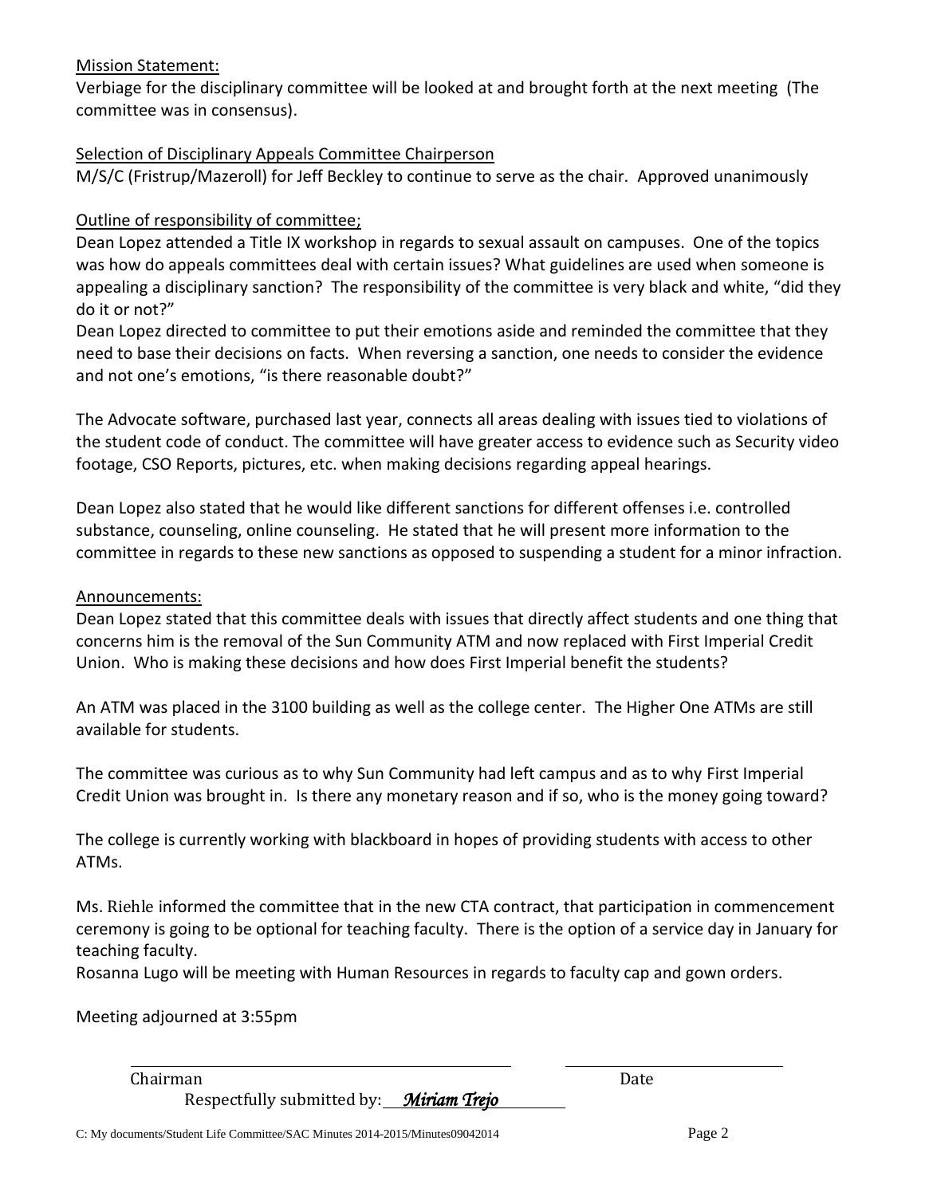Mission Statement:

Verbiage for the disciplinary committee will be looked at and brought forth at the next meeting (The committee was in consensus).

Selection of Disciplinary Appeals Committee Chairperson

M/S/C (Fristrup/Mazeroll) for Jeff Beckley to continue to serve as the chair. Approved unanimously

Outline of responsibility of committee;

Dean Lopez attended a Title IX workshop in regards to sexual assault on campuses. One of the topics was how do appeals committees deal with certain issues? What guidelines are used when someone is appealing a disciplinary sanction? The responsibility of the committee is very black and white, "did they do it or not?"

Dean Lopez directed to committee to put their emotions aside and reminded the committee that they need to base their decisions on facts. When reversing a sanction, one needs to consider the evidence and not one's emotions, "is there reasonable doubt?"

The Advocate software, purchased last year, connects all areas dealing with issues tied to violations of the student code of conduct. The committee will have greater access to evidence such as Security video footage, CSO Reports, pictures, etc. when making decisions regarding appeal hearings.

Dean Lopez also stated that he would like different sanctions for different offenses i.e. controlled substance, counseling, online counseling. He stated that he will present more information to the committee in regards to these new sanctions as opposed to suspending a student for a minor infraction.

Announcements:

Dean Lopez stated that this committee deals with issues that directly affect students and one thing that concerns him is the removal of the Sun Community ATM and now replaced with First Imperial Credit Union. Who is making these decisions and how does First Imperial benefit the students?

An ATM was placed in the 3100 building as well as the college center. The Higher One ATMs are still available for students.

The committee was curious as to why Sun Community had left campus and as to why First Imperial Credit Union was brought in. Is there any monetary reason and if so, who is the money going toward?

The college is currently working with blackboard in hopes of providing students with access to other ATMs.

Ms. Riehle informed the committee that in the new CTA contract, that participation in commencement ceremony is going to be optional for teaching faculty. There is the option of a service day in January for teaching faculty.

Rosanna Lugo will be meeting with Human Resources in regards to faculty cap and gown orders.

Meeting adjourned at 3:55pm

Chairman \_\_\_\_\_\_\_\_\_\_\_\_\_\_\_\_ Date \_\_\_\_\_\_\_\_\_\_

Respectfully submitted by: *Miriam Trejo*

C: My documents/Student Life Committee/SAC Minutes 2014-2015/Minutes09042014